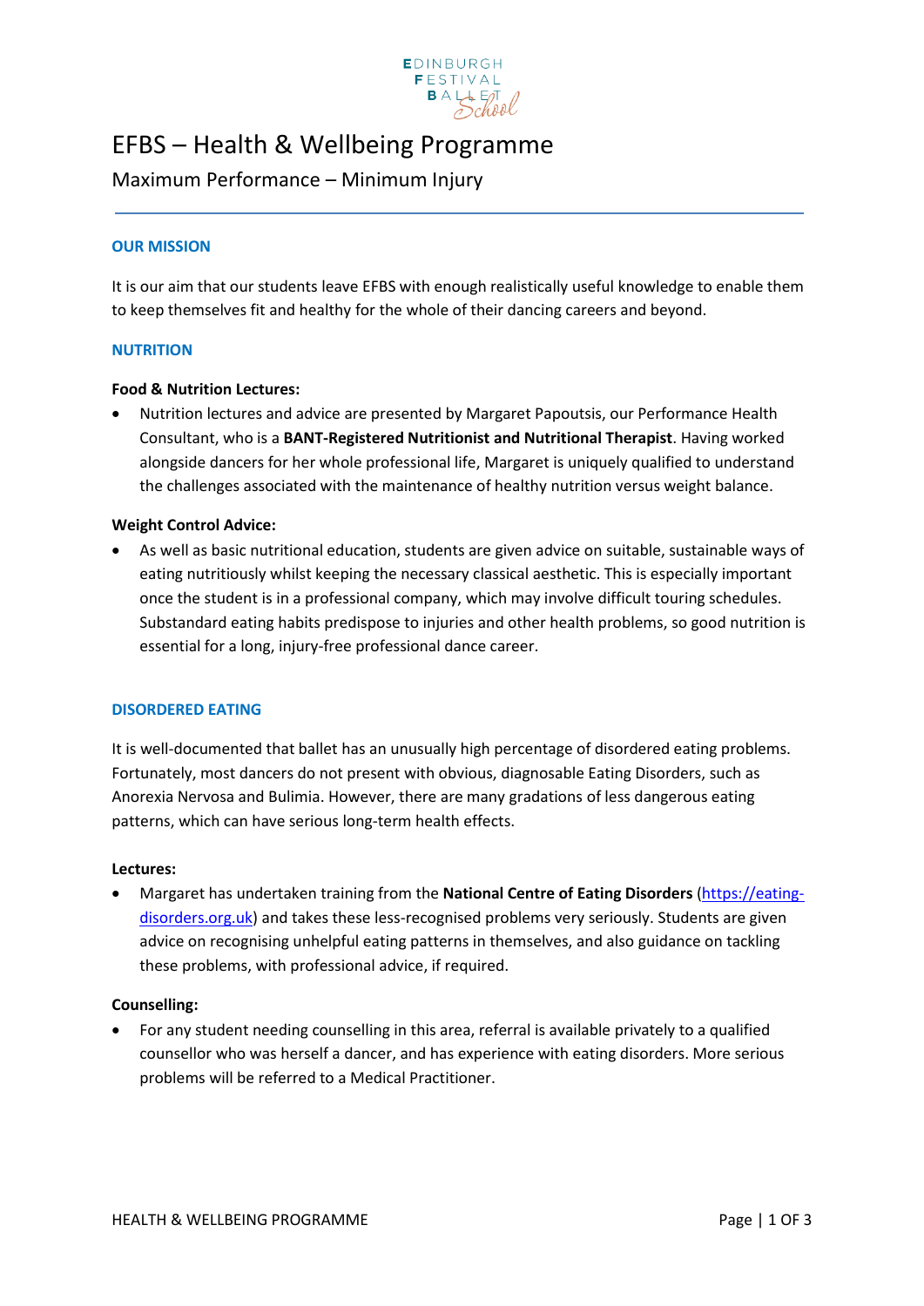EDINBURGH FESTIVAL BALLET *School*

# EFBS – Health & Wellbeing Programme

Maximum Performance – Minimum Injury

## OUR MISSION

It is our aim that our students leave EFBS with enough realistically useful knowledge to enable them to keep themselves fit and healthy for the whole of their dancing careers and beyond.

## NUTRITION

**Food & Nutrition Lectures:**

- Nutrition lectures and advice are presented by Margaret Papoutsis, our Performance Health Consultant, who is a **BANT-Registered Nutritionist and Nutritional Therapist**. Having worked alongside dancers for her whole professional life, Margaret is uniquely qualified to understand the challenges associated with the maintenance of healthy nutrition versus weight balance.

**Weight Control Advice:**

- As well as basic nutritional education, students are given advice on suitable, sustainable ways of eating nutritiously whilst keeping the necessary classical aesthetic. This is especially important once the student is in a professional company, which may involve difficult touring schedules. Substandard eating habits predispose to injuries and other health problems, so good nutrition is essential for a long, injury-free professional dance career.

## DISORDERED EATING

It is well-documented that ballet has an unusually high percentage of disordered eating problems. Fortunately, most dancers do not present with obvious, diagnosable Eating Disorders, such as Anorexia Nervosa and Bulimia. However, there are many gradations of less dangerous eating patterns, which can have serious long-term health effects.

**Lectures:**

- Margaret has undertaken training from the **National Centre of Eating Disorders** (https://eating-disorders.org.uk) and takes these less-recognised problems very seriously. Students are given advice on recognising unhelpful eating patterns in themselves, and also guidance on tackling these problems, with professional advice, if required.

**Counselling:**

- For any student needing counselling in this area, referral is available privately to a qualified counsellor who was herself a dancer, and has experience with eating disorders. More serious problems will be referred to a Medical Practitioner.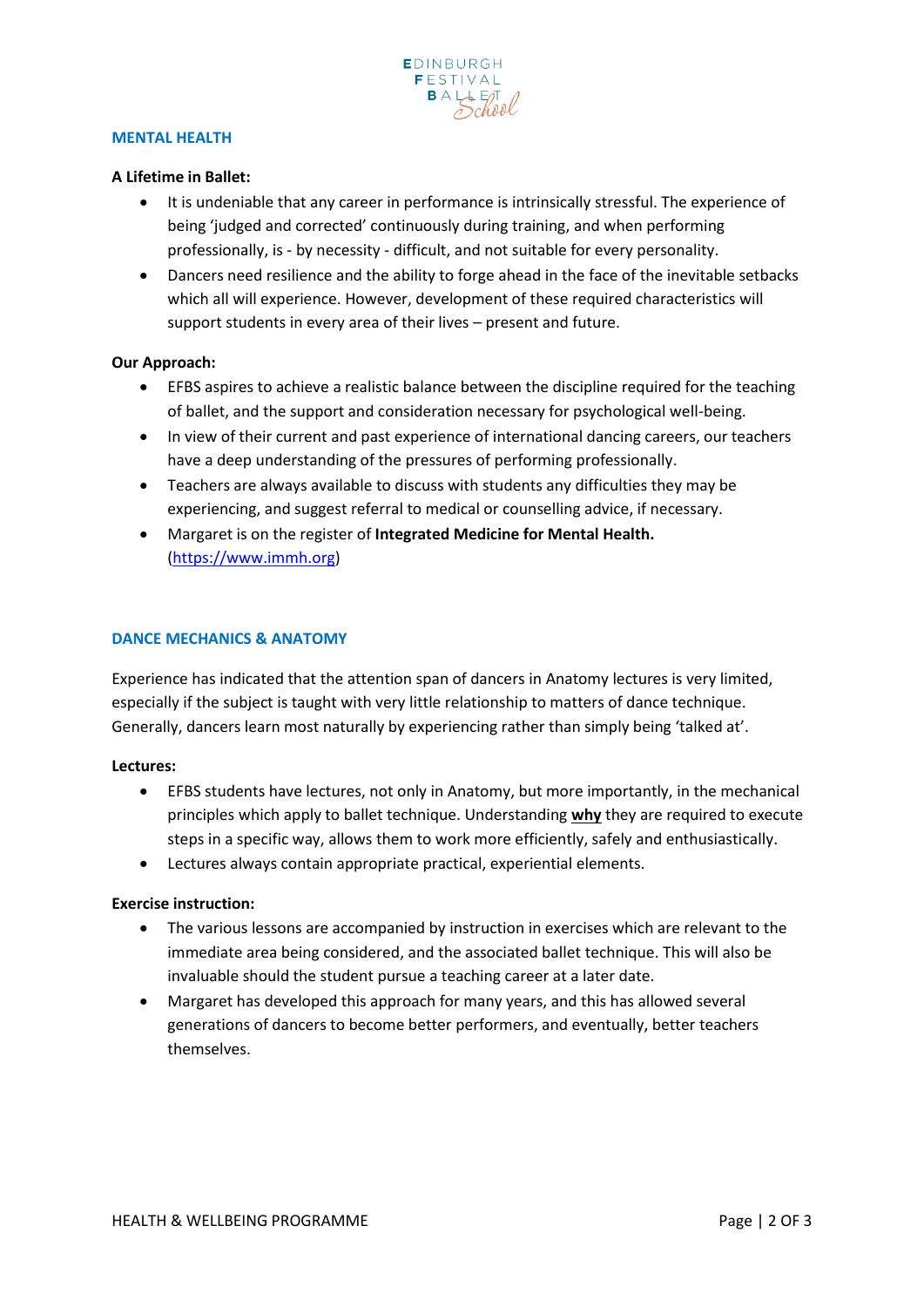## MENTAL HEALTH

**A Lifetime in Ballet:**

- It is undeniable that any career in performance is intrinsically stressful. The experience of being 'judged and corrected' continuously during training, and when performing professionally, is - by necessity - difficult, and not suitable for every personality.
- Dancers need resilience and the ability to forge ahead in the face of the inevitable setbacks which all will experience. However, development of these required characteristics will support students in every area of their lives – present and future.

**Our Approach:**

- EFBS aspires to achieve a realistic balance between the discipline required for the teaching of ballet, and the support and consideration necessary for psychological well-being.
- In view of their current and past experience of international dancing careers, our teachers have a deep understanding of the pressures of performing professionally.
- Teachers are always available to discuss with students any difficulties they may be experiencing, and suggest referral to medical or counselling advice, if necessary.
- Margaret is on the register of **Integrated Medicine for Mental Health.** (https://www.immh.org)

## DANCE MECHANICS & ANATOMY

Experience has indicated that the attention span of dancers in Anatomy lectures is very limited, especially if the subject is taught with very little relationship to matters of dance technique. Generally, dancers learn most naturally by experiencing rather than simply being 'talked at'.

**Lectures:**

- EFBS students have lectures, not only in Anatomy, but more importantly, in the mechanical principles which apply to ballet technique. Understanding **why** they are required to execute steps in a specific way, allows them to work more efficiently, safely and enthusiastically.
- Lectures always contain appropriate practical, experiential elements.

**Exercise instruction:**

- The various lessons are accompanied by instruction in exercises which are relevant to the immediate area being considered, and the associated ballet technique. This will also be invaluable should the student pursue a teaching career at a later date.
- Margaret has developed this approach for many years, and this has allowed several generations of dancers to become better performers, and eventually, better teachers themselves.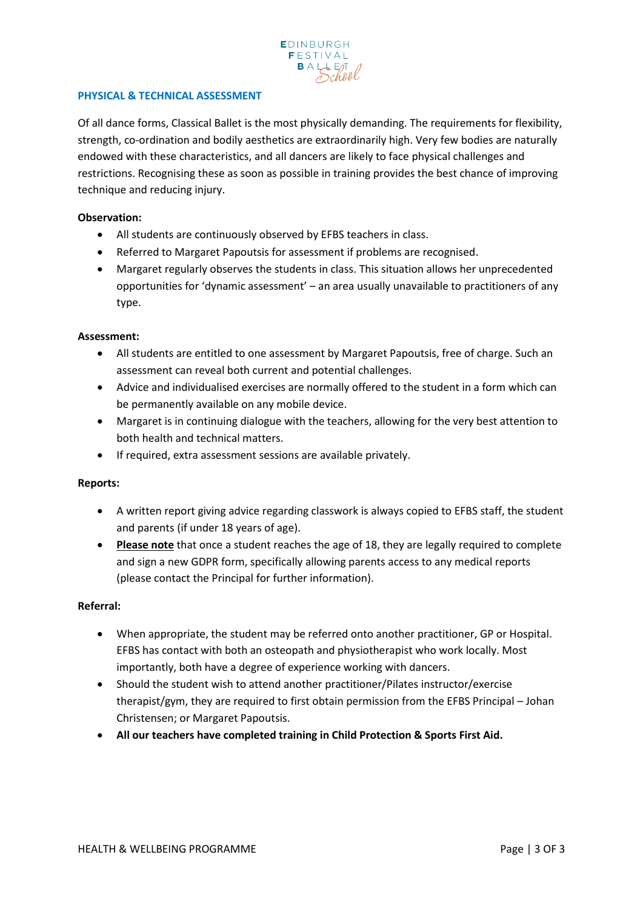## PHYSICAL & TECHNICAL ASSESSMENT

Of all dance forms, Classical Ballet is the most physically demanding. The requirements for flexibility, strength, co-ordination and bodily aesthetics are extraordinarily high. Very few bodies are naturally endowed with these characteristics, and all dancers are likely to face physical challenges and restrictions. Recognising these as soon as possible in training provides the best chance of improving technique and reducing injury.

**Observation:**

- All students are continuously observed by EFBS teachers in class.
- Referred to Margaret Papoutsis for assessment if problems are recognised.
- Margaret regularly observes the students in class. This situation allows her unprecedented opportunities for 'dynamic assessment' – an area usually unavailable to practitioners of any type.

**Assessment:**

- All students are entitled to one assessment by Margaret Papoutsis, free of charge. Such an assessment can reveal both current and potential challenges.
- Advice and individualised exercises are normally offered to the student in a form which can be permanently available on any mobile device.
- Margaret is in continuing dialogue with the teachers, allowing for the very best attention to both health and technical matters.
- If required, extra assessment sessions are available privately.

**Reports:**

- A written report giving advice regarding classwork is always copied to EFBS staff, the student and parents (if under 18 years of age).
- **Please note** that once a student reaches the age of 18, they are legally required to complete and sign a new GDPR form, specifically allowing parents access to any medical reports (please contact the Principal for further information).

**Referral:**

- When appropriate, the student may be referred onto another practitioner, GP or Hospital. EFBS has contact with both an osteopath and physiotherapist who work locally. Most importantly, both have a degree of experience working with dancers.
- Should the student wish to attend another practitioner/Pilates instructor/exercise therapist/gym, they are required to first obtain permission from the EFBS Principal – Johan Christensen; or Margaret Papoutsis.
- **All our teachers have completed training in Child Protection & Sports First Aid.**